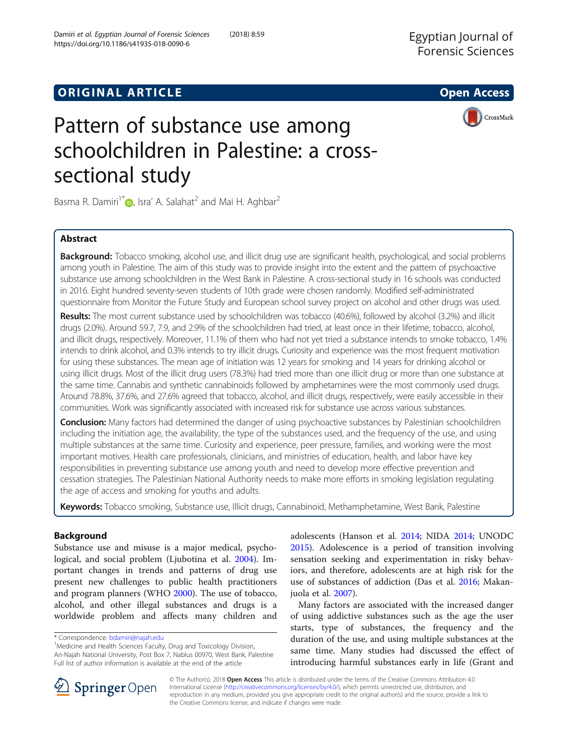# ORIGINAL ARTICLE

Open Access

# Pattern of substance use among schoolchildren in Palestine: a cross-sectional study

Basma R. Damiri[1*], Isra' A. Salahat[2] and Mai H. Aghbar[2]

## Abstract

**Background:** Tobacco smoking, alcohol use, and illicit drug use are significant health, psychological, and social problems among youth in Palestine. The aim of this study was to provide insight into the extent and the pattern of psychoactive substance use among schoolchildren in the West Bank in Palestine. A cross-sectional study in 16 schools was conducted in 2016. Eight hundred seventy-seven students of 10th grade were chosen randomly. Modified self-administrated questionnaire from Monitor the Future Study and European school survey project on alcohol and other drugs was used.

**Results:** The most current substance used by schoolchildren was tobacco (40.6%), followed by alcohol (3.2%) and illicit drugs (2.0%). Around 59.7, 7.9, and 2.9% of the schoolchildren had tried, at least once in their lifetime, tobacco, alcohol, and illicit drugs, respectively. Moreover, 11.1% of them who had not yet tried a substance intends to smoke tobacco, 1.4% intends to drink alcohol, and 0.3% intends to try illicit drugs. Curiosity and experience was the most frequent motivation for using these substances. The mean age of initiation was 12 years for smoking and 14 years for drinking alcohol or using illicit drugs. Most of the illicit drug users (78.3%) had tried more than one illicit drug or more than one substance at the same time. Cannabis and synthetic cannabinoids followed by amphetamines were the most commonly used drugs. Around 78.8%, 37.6%, and 27.6% agreed that tobacco, alcohol, and illicit drugs, respectively, were easily accessible in their communities. Work was significantly associated with increased risk for substance use across various substances.

**Conclusion:** Many factors had determined the danger of using psychoactive substances by Palestinian schoolchildren including the initiation age, the availability, the type of the substances used, and the frequency of the use, and using multiple substances at the same time. Curiosity and experience, peer pressure, families, and working were the most important motives. Health care professionals, clinicians, and ministries of education, health, and labor have key responsibilities in preventing substance use among youth and need to develop more effective prevention and cessation strategies. The Palestinian National Authority needs to make more efforts in smoking legislation regulating the age of access and smoking for youths and adults.

**Keywords:** Tobacco smoking, Substance use, Illicit drugs, Cannabinoid, Methamphetamine, West Bank, Palestine

## Background

Substance use and misuse is a major medical, psychological, and social problem (Ljubotina et al. 2004). Important changes in trends and patterns of drug use present new challenges to public health practitioners and program planners (WHO 2000). The use of tobacco, alcohol, and other illegal substances and drugs is a worldwide problem and affects many children and adolescents (Hanson et al. 2014; NIDA 2014; UNODC 2015). Adolescence is a period of transition involving sensation seeking and experimentation in risky behaviors, and therefore, adolescents are at high risk for the use of substances of addiction (Das et al. 2016; Makanjuola et al. 2007).

Many factors are associated with the increased danger of using addictive substances such as the age the user starts, type of substances, the frequency and the duration of the use, and using multiple substances at the same time. Many studies had discussed the effect of introducing harmful substances early in life (Grant and

\* Correspondence: bdamiri@najah.edu
[1]Medicine and Health Sciences Faculty, Drug and Toxicology Division, An-Najah National University, Post Box 7, Nablus 00970, West Bank, Palestine
Full list of author information is available at the end of the article

© The Author(s). 2018 **Open Access** This article is distributed under the terms of the Creative Commons Attribution 4.0 International License (http://creativecommons.org/licenses/by/4.0/), which permits unrestricted use, distribution, and reproduction in any medium, provided you give appropriate credit to the original author(s) and the source, provide a link to the Creative Commons license, and indicate if changes were made.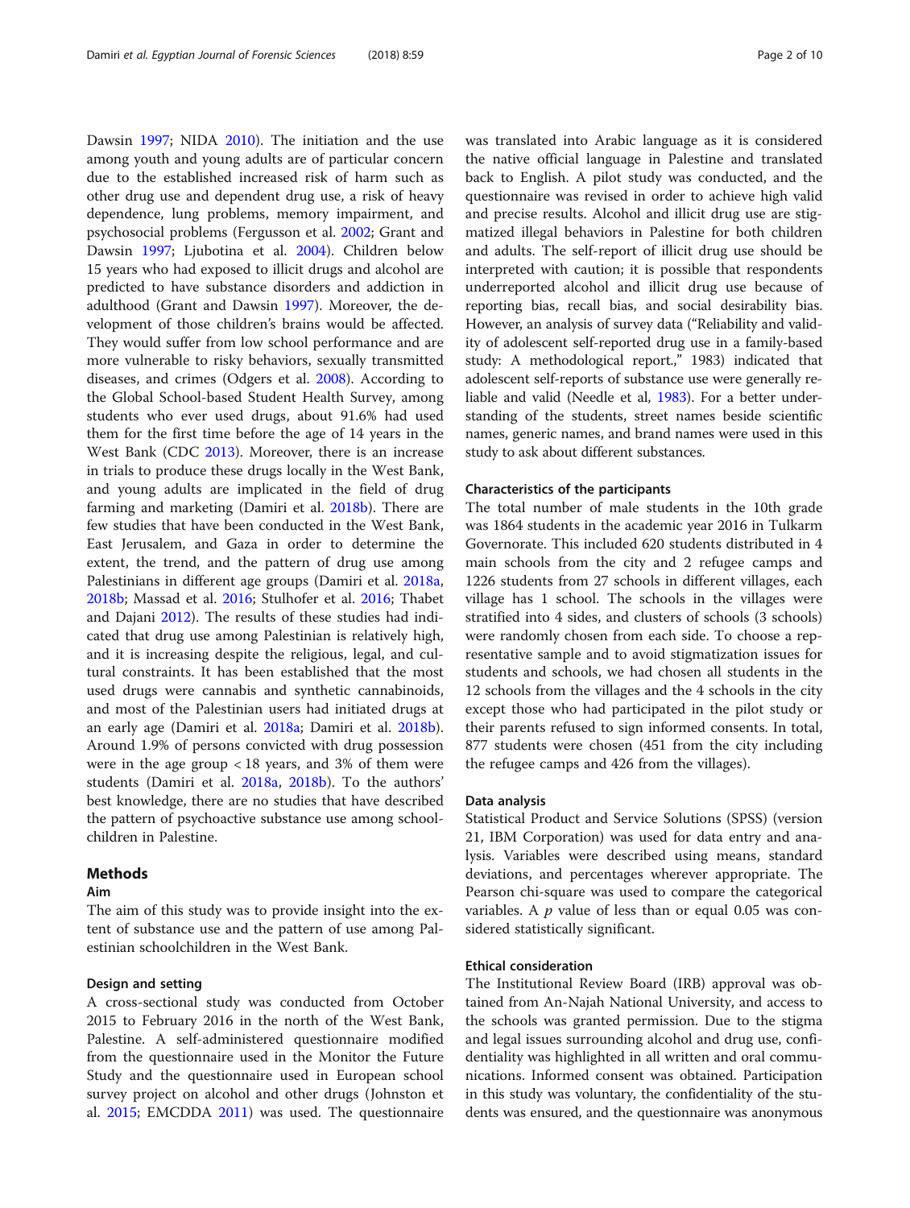Dawsin 1997; NIDA 2010). The initiation and the use among youth and young adults are of particular concern due to the established increased risk of harm such as other drug use and dependent drug use, a risk of heavy dependence, lung problems, memory impairment, and psychosocial problems (Fergusson et al. 2002; Grant and Dawsin 1997; Ljubotina et al. 2004). Children below 15 years who had exposed to illicit drugs and alcohol are predicted to have substance disorders and addiction in adulthood (Grant and Dawsin 1997). Moreover, the development of those children's brains would be affected. They would suffer from low school performance and are more vulnerable to risky behaviors, sexually transmitted diseases, and crimes (Odgers et al. 2008). According to the Global School-based Student Health Survey, among students who ever used drugs, about 91.6% had used them for the first time before the age of 14 years in the West Bank (CDC 2013). Moreover, there is an increase in trials to produce these drugs locally in the West Bank, and young adults are implicated in the field of drug farming and marketing (Damiri et al. 2018b). There are few studies that have been conducted in the West Bank, East Jerusalem, and Gaza in order to determine the extent, the trend, and the pattern of drug use among Palestinians in different age groups (Damiri et al. 2018a, 2018b; Massad et al. 2016; Stulhofer et al. 2016; Thabet and Dajani 2012). The results of these studies had indicated that drug use among Palestinian is relatively high, and it is increasing despite the religious, legal, and cultural constraints. It has been established that the most used drugs were cannabis and synthetic cannabinoids, and most of the Palestinian users had initiated drugs at an early age (Damiri et al. 2018a; Damiri et al. 2018b). Around 1.9% of persons convicted with drug possession were in the age group < 18 years, and 3% of them were students (Damiri et al. 2018a, 2018b). To the authors' best knowledge, there are no studies that have described the pattern of psychoactive substance use among schoolchildren in Palestine.

## Methods

### Aim

The aim of this study was to provide insight into the extent of substance use and the pattern of use among Palestinian schoolchildren in the West Bank.

### Design and setting

A cross-sectional study was conducted from October 2015 to February 2016 in the north of the West Bank, Palestine. A self-administered questionnaire modified from the questionnaire used in the Monitor the Future Study and the questionnaire used in European school survey project on alcohol and other drugs (Johnston et al. 2015; EMCDDA 2011) was used. The questionnaire was translated into Arabic language as it is considered the native official language in Palestine and translated back to English. A pilot study was conducted, and the questionnaire was revised in order to achieve high valid and precise results. Alcohol and illicit drug use are stigmatized illegal behaviors in Palestine for both children and adults. The self-report of illicit drug use should be interpreted with caution; it is possible that respondents underreported alcohol and illicit drug use because of reporting bias, recall bias, and social desirability bias. However, an analysis of survey data ("Reliability and validity of adolescent self-reported drug use in a family-based study: A methodological report," 1983) indicated that adolescent self-reports of substance use were generally reliable and valid (Needle et al, 1983). For a better understanding of the students, street names beside scientific names, generic names, and brand names were used in this study to ask about different substances.

### Characteristics of the participants

The total number of male students in the 10th grade was 1864 students in the academic year 2016 in Tulkarm Governorate. This included 620 students distributed in 4 main schools from the city and 2 refugee camps and 1226 students from 27 schools in different villages, each village has 1 school. The schools in the villages were stratified into 4 sides, and clusters of schools (3 schools) were randomly chosen from each side. To choose a representative sample and to avoid stigmatization issues for students and schools, we had chosen all students in the 12 schools from the villages and the 4 schools in the city except those who had participated in the pilot study or their parents refused to sign informed consents. In total, 877 students were chosen (451 from the city including the refugee camps and 426 from the villages).

### Data analysis

Statistical Product and Service Solutions (SPSS) (version 21, IBM Corporation) was used for data entry and analysis. Variables were described using means, standard deviations, and percentages wherever appropriate. The Pearson chi-square was used to compare the categorical variables. A $p$ value of less than or equal 0.05 was considered statistically significant.

### Ethical consideration

The Institutional Review Board (IRB) approval was obtained from An-Najah National University, and access to the schools was granted permission. Due to the stigma and legal issues surrounding alcohol and drug use, confidentiality was highlighted in all written and oral communications. Informed consent was obtained. Participation in this study was voluntary, the confidentiality of the students was ensured, and the questionnaire was anonymous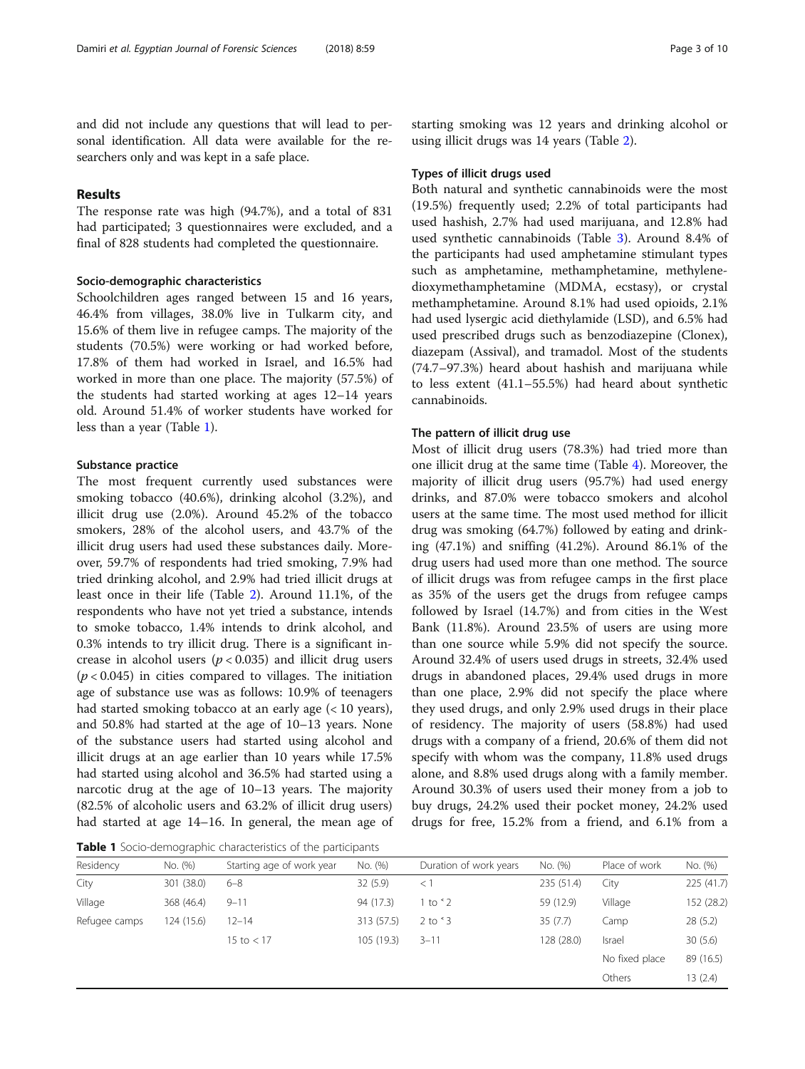and did not include any questions that will lead to personal identification. All data were available for the researchers only and was kept in a safe place.

## Results

The response rate was high (94.7%), and a total of 831 had participated; 3 questionnaires were excluded, and a final of 828 students had completed the questionnaire.

### Socio-demographic characteristics

Schoolchildren ages ranged between 15 and 16 years, 46.4% from villages, 38.0% live in Tulkarm city, and 15.6% of them live in refugee camps. The majority of the students (70.5%) were working or had worked before, 17.8% of them had worked in Israel, and 16.5% had worked in more than one place. The majority (57.5%) of the students had started working at ages 12–14 years old. Around 51.4% of worker students have worked for less than a year (Table 1).

### Substance practice

The most frequent currently used substances were smoking tobacco (40.6%), drinking alcohol (3.2%), and illicit drug use (2.0%). Around 45.2% of the tobacco smokers, 28% of the alcohol users, and 43.7% of the illicit drug users had used these substances daily. Moreover, 59.7% of respondents had tried smoking, 7.9% had tried drinking alcohol, and 2.9% had tried illicit drugs at least once in their life (Table 2). Around 11.1%, of the respondents who have not yet tried a substance, intends to smoke tobacco, 1.4% intends to drink alcohol, and 0.3% intends to try illicit drug. There is a significant increase in alcohol users ($p < 0.035$) and illicit drug users ($p < 0.045$) in cities compared to villages. The initiation age of substance use was as follows: 10.9% of teenagers had started smoking tobacco at an early age (< 10 years), and 50.8% had started at the age of 10–13 years. None of the substance users had started using alcohol and illicit drugs at an age earlier than 10 years while 17.5% had started using alcohol and 36.5% had started using a narcotic drug at the age of 10–13 years. The majority (82.5% of alcoholic users and 63.2% of illicit drug users) had started at age 14–16. In general, the mean age of starting smoking was 12 years and drinking alcohol or using illicit drugs was 14 years (Table 2).

### Types of illicit drugs used

Both natural and synthetic cannabinoids were the most (19.5%) frequently used; 2.2% of total participants had used hashish, 2.7% had used marijuana, and 12.8% had used synthetic cannabinoids (Table 3). Around 8.4% of the participants had used amphetamine stimulant types such as amphetamine, methamphetamine, methylenedioxymethamphetamine (MDMA, ecstasy), or crystal methamphetamine. Around 8.1% had used opioids, 2.1% had used lysergic acid diethylamide (LSD), and 6.5% had used prescribed drugs such as benzodiazepine (Clonex), diazepam (Assival), and tramadol. Most of the students (74.7–97.3%) heard about hashish and marijuana while to less extent (41.1–55.5%) had heard about synthetic cannabinoids.

### The pattern of illicit drug use

Most of illicit drug users (78.3%) had tried more than one illicit drug at the same time (Table 4). Moreover, the majority of illicit drug users (95.7%) had used energy drinks, and 87.0% were tobacco smokers and alcohol users at the same time. The most used method for illicit drug was smoking (64.7%) followed by eating and drinking (47.1%) and sniffing (41.2%). Around 86.1% of the drug users had used more than one method. The source of illicit drugs was from refugee camps in the first place as 35% of the users get the drugs from refugee camps followed by Israel (14.7%) and from cities in the West Bank (11.8%). Around 23.5% of users are using more than one source while 5.9% did not specify the source. Around 32.4% of users used drugs in streets, 32.4% used drugs in abandoned places, 29.4% used drugs in more than one place, 2.9% did not specify the place where they used drugs, and only 2.9% used drugs in their place of residency. The majority of users (58.8%) had used drugs with a company of a friend, 20.6% of them did not specify with whom was the company, 11.8% used drugs alone, and 8.8% used drugs along with a family member. Around 30.3% of users used their money from a job to buy drugs, 24.2% used their pocket money, 24.2% used drugs for free, 15.2% from a friend, and 6.1% from a

**Table 1** Socio-demographic characteristics of the participants

| Residency | No. (%) | Starting age of work year | No. (%) | Duration of work years | No. (%) | Place of work | No. (%) |
|---|---|---|---|---|---|---|---|
| City | 301 (38.0) | 6–8 | 32 (5.9) | < 1 | 235 (51.4) | City | 225 (41.7) |
| Village | 368 (46.4) | 9–11 | 94 (17.3) | 1 to ˂ 2 | 59 (12.9) | Village | 152 (28.2) |
| Refugee camps | 124 (15.6) | 12–14 | 313 (57.5) | 2 to ˂ 3 | 35 (7.7) | Camp | 28 (5.2) |
| | | 15 to < 17 | 105 (19.3) | 3–11 | 128 (28.0) | Israel | 30 (5.6) |
| | | | | | | No fixed place | 89 (16.5) |
| | | | | | | Others | 13 (2.4) |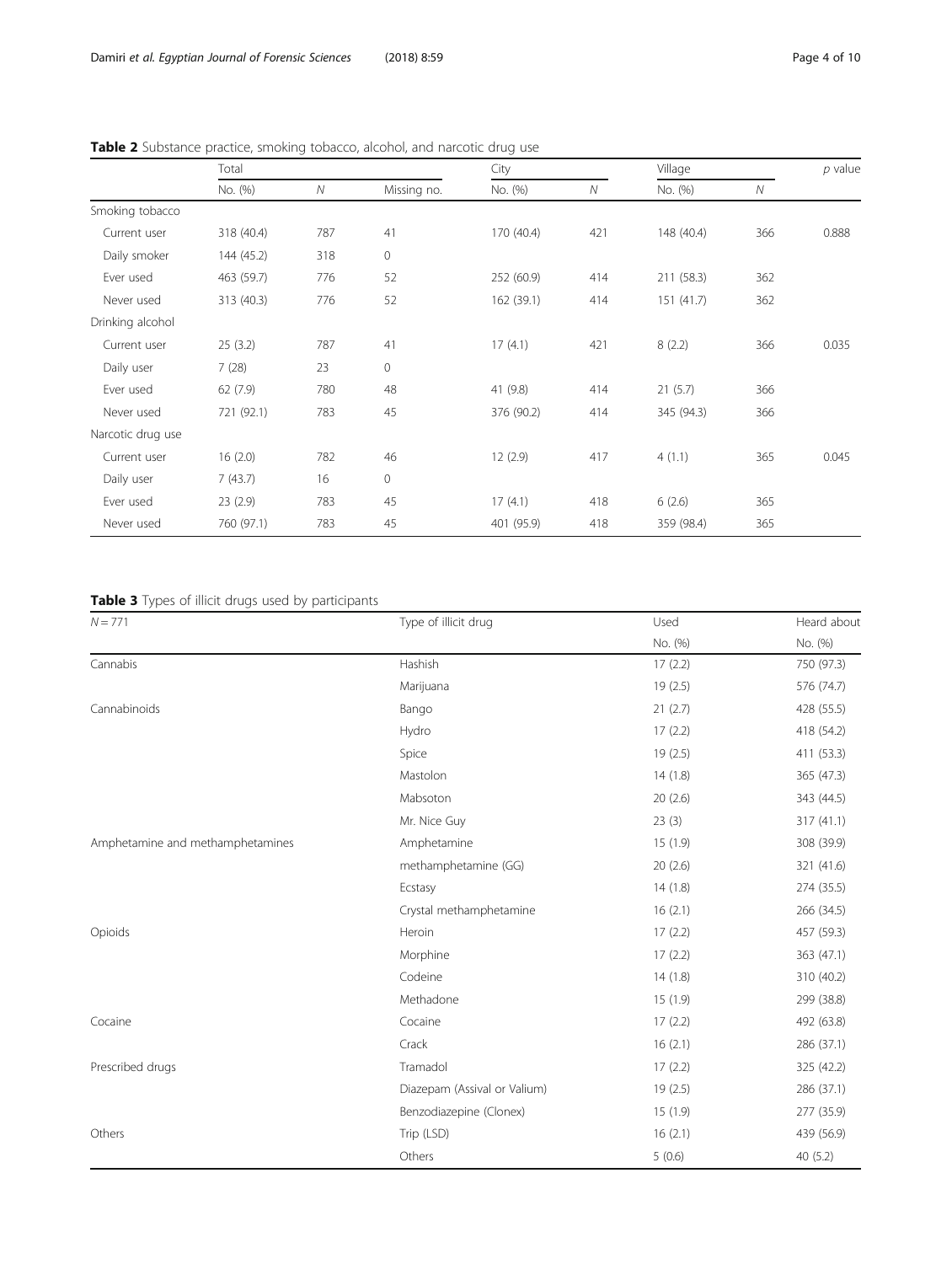**Table 2** Substance practice, smoking tobacco, alcohol, and narcotic drug use

| | Total | | | City | | Village | | *p* value |
|---|---|---|---|---|---|---|---|---|
| | No. (%) | *N* | Missing no. | No. (%) | *N* | No. (%) | *N* | |
| Smoking tobacco | | | | | | | | |
| Current user | 318 (40.4) | 787 | 41 | 170 (40.4) | 421 | 148 (40.4) | 366 | 0.888 |
| Daily smoker | 144 (45.2) | 318 | 0 | | | | | |
| Ever used | 463 (59.7) | 776 | 52 | 252 (60.9) | 414 | 211 (58.3) | 362 | |
| Never used | 313 (40.3) | 776 | 52 | 162 (39.1) | 414 | 151 (41.7) | 362 | |
| Drinking alcohol | | | | | | | | |
| Current user | 25 (3.2) | 787 | 41 | 17 (4.1) | 421 | 8 (2.2) | 366 | 0.035 |
| Daily user | 7 (28) | 23 | 0 | | | | | |
| Ever used | 62 (7.9) | 780 | 48 | 41 (9.8) | 414 | 21 (5.7) | 366 | |
| Never used | 721 (92.1) | 783 | 45 | 376 (90.2) | 414 | 345 (94.3) | 366 | |
| Narcotic drug use | | | | | | | | |
| Current user | 16 (2.0) | 782 | 46 | 12 (2.9) | 417 | 4 (1.1) | 365 | 0.045 |
| Daily user | 7 (43.7) | 16 | 0 | | | | | |
| Ever used | 23 (2.9) | 783 | 45 | 17 (4.1) | 418 | 6 (2.6) | 365 | |
| Never used | 760 (97.1) | 783 | 45 | 401 (95.9) | 418 | 359 (98.4) | 365 | |

**Table 3** Types of illicit drugs used by participants

| *N* = 771 | Type of illicit drug | Used | Heard about |
|---|---|---|---|
| | | No. (%) | No. (%) |
| Cannabis | Hashish | 17 (2.2) | 750 (97.3) |
| | Marijuana | 19 (2.5) | 576 (74.7) |
| Cannabinoids | Bango | 21 (2.7) | 428 (55.5) |
| | Hydro | 17 (2.2) | 418 (54.2) |
| | Spice | 19 (2.5) | 411 (53.3) |
| | Mastolon | 14 (1.8) | 365 (47.3) |
| | Mabsoton | 20 (2.6) | 343 (44.5) |
| | Mr. Nice Guy | 23 (3) | 317 (41.1) |
| Amphetamine and methamphetamines | Amphetamine | 15 (1.9) | 308 (39.9) |
| | methamphetamine (GG) | 20 (2.6) | 321 (41.6) |
| | Ecstasy | 14 (1.8) | 274 (35.5) |
| | Crystal methamphetamine | 16 (2.1) | 266 (34.5) |
| Opioids | Heroin | 17 (2.2) | 457 (59.3) |
| | Morphine | 17 (2.2) | 363 (47.1) |
| | Codeine | 14 (1.8) | 310 (40.2) |
| | Methadone | 15 (1.9) | 299 (38.8) |
| Cocaine | Cocaine | 17 (2.2) | 492 (63.8) |
| | Crack | 16 (2.1) | 286 (37.1) |
| Prescribed drugs | Tramadol | 17 (2.2) | 325 (42.2) |
| | Diazepam (Assival or Valium) | 19 (2.5) | 286 (37.1) |
| | Benzodiazepine (Clonex) | 15 (1.9) | 277 (35.9) |
| Others | Trip (LSD) | 16 (2.1) | 439 (56.9) |
| | Others | 5 (0.6) | 40 (5.2) |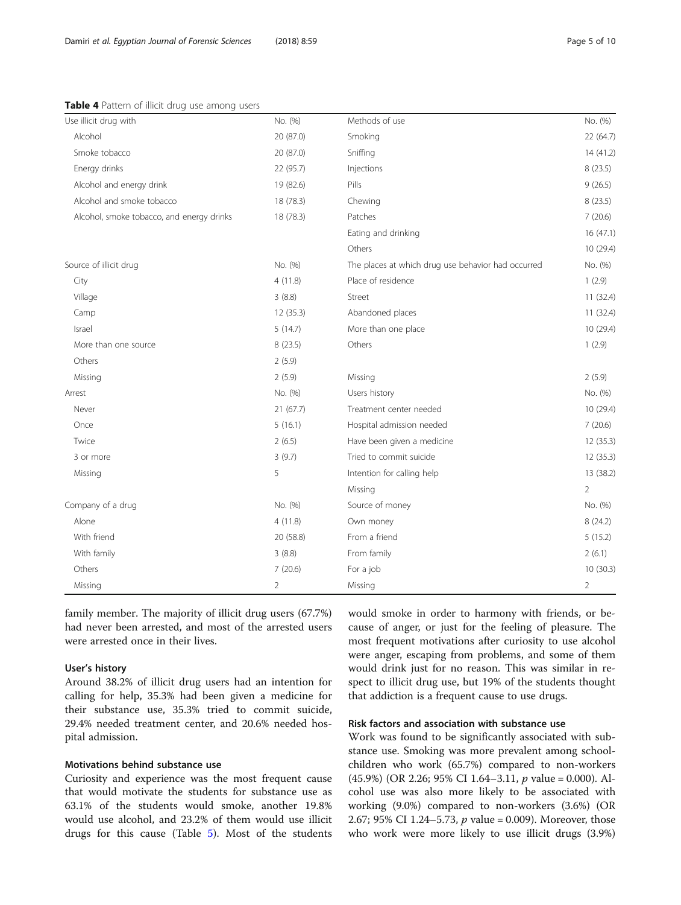**Table 4** Pattern of illicit drug use among users

| Use illicit drug with | No. (%) | Methods of use | No. (%) |
|---|---|---|---|
| Alcohol | 20 (87.0) | Smoking | 22 (64.7) |
| Smoke tobacco | 20 (87.0) | Sniffing | 14 (41.2) |
| Energy drinks | 22 (95.7) | Injections | 8 (23.5) |
| Alcohol and energy drink | 19 (82.6) | Pills | 9 (26.5) |
| Alcohol and smoke tobacco | 18 (78.3) | Chewing | 8 (23.5) |
| Alcohol, smoke tobacco, and energy drinks | 18 (78.3) | Patches | 7 (20.6) |
| | | Eating and drinking | 16 (47.1) |
| | | Others | 10 (29.4) |
| Source of illicit drug | No. (%) | The places at which drug use behavior had occurred | No. (%) |
| City | 4 (11.8) | Place of residence | 1 (2.9) |
| Village | 3 (8.8) | Street | 11 (32.4) |
| Camp | 12 (35.3) | Abandoned places | 11 (32.4) |
| Israel | 5 (14.7) | More than one place | 10 (29.4) |
| More than one source | 8 (23.5) | Others | 1 (2.9) |
| Others | 2 (5.9) | | |
| Missing | 2 (5.9) | Missing | 2 (5.9) |
| Arrest | No. (%) | Users history | No. (%) |
| Never | 21 (67.7) | Treatment center needed | 10 (29.4) |
| Once | 5 (16.1) | Hospital admission needed | 7 (20.6) |
| Twice | 2 (6.5) | Have been given a medicine | 12 (35.3) |
| 3 or more | 3 (9.7) | Tried to commit suicide | 12 (35.3) |
| Missing | 5 | Intention for calling help | 13 (38.2) |
| | | Missing | 2 |
| Company of a drug | No. (%) | Source of money | No. (%) |
| Alone | 4 (11.8) | Own money | 8 (24.2) |
| With friend | 20 (58.8) | From a friend | 5 (15.2) |
| With family | 3 (8.8) | From family | 2 (6.1) |
| Others | 7 (20.6) | For a job | 10 (30.3) |
| Missing | 2 | Missing | 2 |

family member. The majority of illicit drug users (67.7%) had never been arrested, and most of the arrested users were arrested once in their lives.

### User's history

Around 38.2% of illicit drug users had an intention for calling for help, 35.3% had been given a medicine for their substance use, 35.3% tried to commit suicide, 29.4% needed treatment center, and 20.6% needed hospital admission.

### Motivations behind substance use

Curiosity and experience was the most frequent cause that would motivate the students for substance use as 63.1% of the students would smoke, another 19.8% would use alcohol, and 23.2% of them would use illicit drugs for this cause (Table 5). Most of the students would smoke in order to harmony with friends, or because of anger, or just for the feeling of pleasure. The most frequent motivations after curiosity to use alcohol were anger, escaping from problems, and some of them would drink just for no reason. This was similar in respect to illicit drug use, but 19% of the students thought that addiction is a frequent cause to use drugs.

### Risk factors and association with substance use

Work was found to be significantly associated with substance use. Smoking was more prevalent among schoolchildren who work (65.7%) compared to non-workers (45.9%) (OR 2.26; 95% CI 1.64–3.11, *p* value = 0.000). Alcohol use was also more likely to be associated with working (9.0%) compared to non-workers (3.6%) (OR 2.67; 95% CI 1.24–5.73, *p* value = 0.009). Moreover, those who work were more likely to use illicit drugs (3.9%)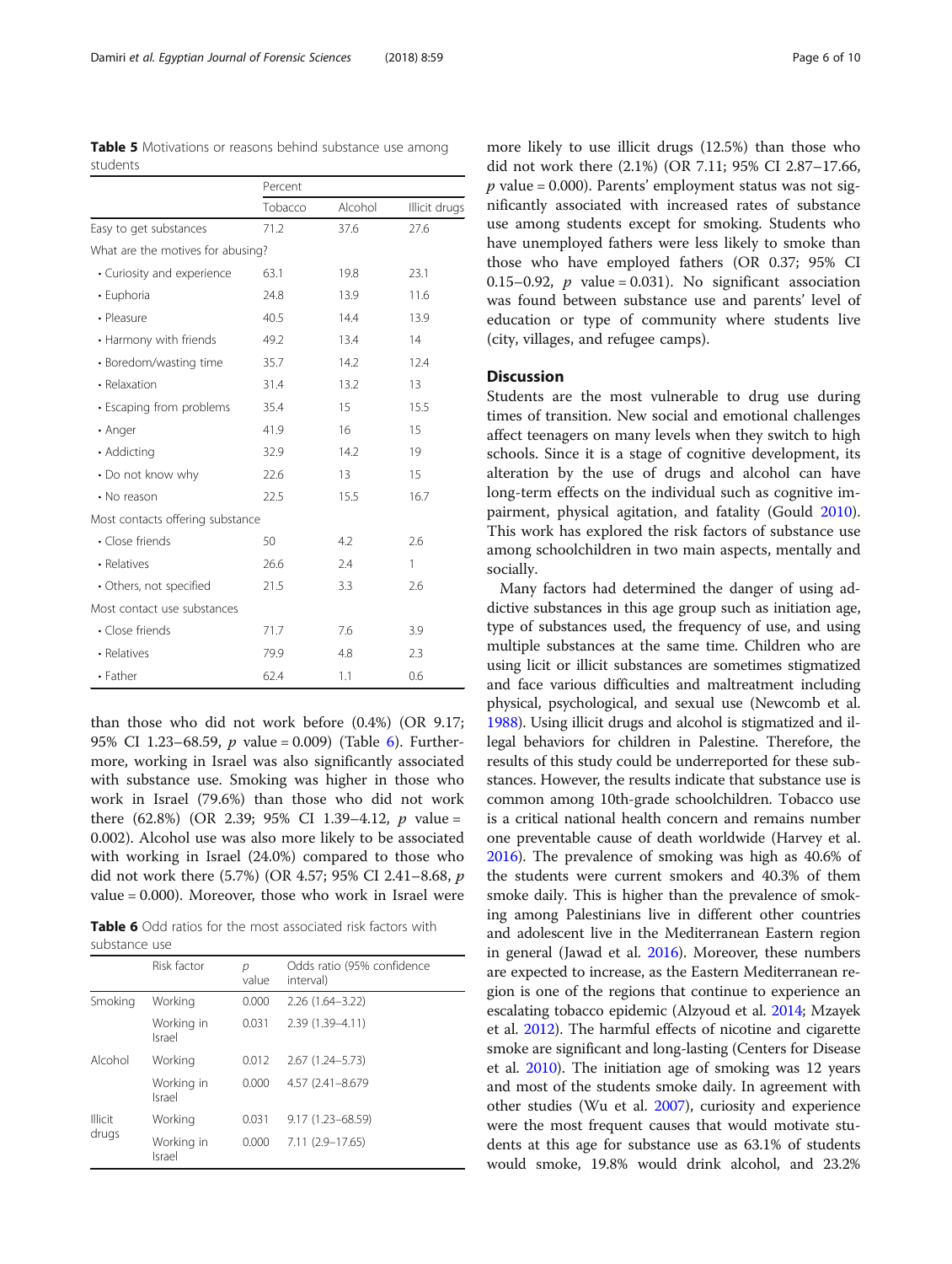**Table 5** Motivations or reasons behind substance use among students

| | Percent | | |
|---|---|---|---|
| | Tobacco | Alcohol | Illicit drugs |
| Easy to get substances | 71.2 | 37.6 | 27.6 |
| What are the motives for abusing? | | | |
| • Curiosity and experience | 63.1 | 19.8 | 23.1 |
| • Euphoria | 24.8 | 13.9 | 11.6 |
| • Pleasure | 40.5 | 14.4 | 13.9 |
| • Harmony with friends | 49.2 | 13.4 | 14 |
| • Boredom/wasting time | 35.7 | 14.2 | 12.4 |
| • Relaxation | 31.4 | 13.2 | 13 |
| • Escaping from problems | 35.4 | 15 | 15.5 |
| • Anger | 41.9 | 16 | 15 |
| • Addicting | 32.9 | 14.2 | 19 |
| • Do not know why | 22.6 | 13 | 15 |
| • No reason | 22.5 | 15.5 | 16.7 |
| Most contacts offering substance | | | |
| • Close friends | 50 | 4.2 | 2.6 |
| • Relatives | 26.6 | 2.4 | 1 |
| • Others, not specified | 21.5 | 3.3 | 2.6 |
| Most contact use substances | | | |
| • Close friends | 71.7 | 7.6 | 3.9 |
| • Relatives | 79.9 | 4.8 | 2.3 |
| • Father | 62.4 | 1.1 | 0.6 |

than those who did not work before (0.4%) (OR 9.17; 95% CI 1.23–68.59, $p$ value = 0.009) (Table 6). Furthermore, working in Israel was also significantly associated with substance use. Smoking was higher in those who work in Israel (79.6%) than those who did not work there (62.8%) (OR 2.39; 95% CI 1.39–4.12, $p$ value = 0.002). Alcohol use was also more likely to be associated with working in Israel (24.0%) compared to those who did not work there (5.7%) (OR 4.57; 95% CI 2.41–8.68, $p$ value = 0.000). Moreover, those who work in Israel were

**Table 6** Odd ratios for the most associated risk factors with substance use

| | Risk factor | $p$ value | Odds ratio (95% confidence interval) |
|---|---|---|---|
| Smoking | Working | 0.000 | 2.26 (1.64–3.22) |
| | Working in Israel | 0.031 | 2.39 (1.39–4.11) |
| Alcohol | Working | 0.012 | 2.67 (1.24–5.73) |
| | Working in Israel | 0.000 | 4.57 (2.41–8.679 |
| Illicit drugs | Working | 0.031 | 9.17 (1.23–68.59) |
| | Working in Israel | 0.000 | 7.11 (2.9–17.65) |

more likely to use illicit drugs (12.5%) than those who did not work there (2.1%) (OR 7.11; 95% CI 2.87–17.66, $p$ value = 0.000). Parents' employment status was not significantly associated with increased rates of substance use among students except for smoking. Students who have unemployed fathers were less likely to smoke than those who have employed fathers (OR 0.37; 95% CI 0.15–0.92, $p$ value = 0.031). No significant association was found between substance use and parents' level of education or type of community where students live (city, villages, and refugee camps).

## Discussion

Students are the most vulnerable to drug use during times of transition. New social and emotional challenges affect teenagers on many levels when they switch to high schools. Since it is a stage of cognitive development, its alteration by the use of drugs and alcohol can have long-term effects on the individual such as cognitive impairment, physical agitation, and fatality (Gould 2010). This work has explored the risk factors of substance use among schoolchildren in two main aspects, mentally and socially.

Many factors had determined the danger of using addictive substances in this age group such as initiation age, type of substances used, the frequency of use, and using multiple substances at the same time. Children who are using licit or illicit substances are sometimes stigmatized and face various difficulties and maltreatment including physical, psychological, and sexual use (Newcomb et al. 1988). Using illicit drugs and alcohol is stigmatized and illegal behaviors for children in Palestine. Therefore, the results of this study could be underreported for these substances. However, the results indicate that substance use is common among 10th-grade schoolchildren. Tobacco use is a critical national health concern and remains number one preventable cause of death worldwide (Harvey et al. 2016). The prevalence of smoking was high as 40.6% of the students were current smokers and 40.3% of them smoke daily. This is higher than the prevalence of smoking among Palestinians live in different other countries and adolescent live in the Mediterranean Eastern region in general (Jawad et al. 2016). Moreover, these numbers are expected to increase, as the Eastern Mediterranean region is one of the regions that continue to experience an escalating tobacco epidemic (Alzyoud et al. 2014; Mzayek et al. 2012). The harmful effects of nicotine and cigarette smoke are significant and long-lasting (Centers for Disease et al. 2010). The initiation age of smoking was 12 years and most of the students smoke daily. In agreement with other studies (Wu et al. 2007), curiosity and experience were the most frequent causes that would motivate students at this age for substance use as 63.1% of students would smoke, 19.8% would drink alcohol, and 23.2%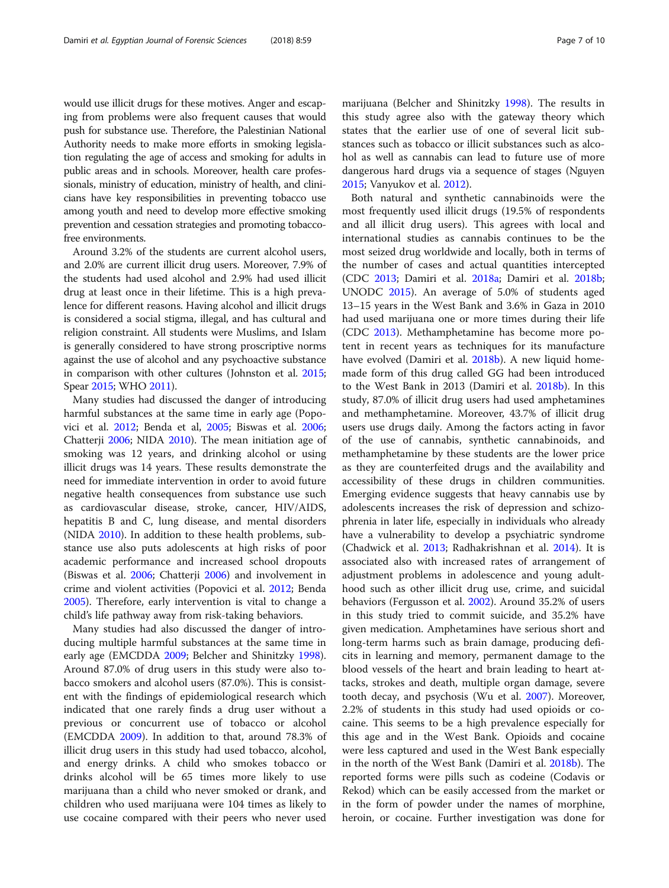would use illicit drugs for these motives. Anger and escaping from problems were also frequent causes that would push for substance use. Therefore, the Palestinian National Authority needs to make more efforts in smoking legislation regulating the age of access and smoking for adults in public areas and in schools. Moreover, health care professionals, ministry of education, ministry of health, and clinicians have key responsibilities in preventing tobacco use among youth and need to develop more effective smoking prevention and cessation strategies and promoting tobacco-free environments.

Around 3.2% of the students are current alcohol users, and 2.0% are current illicit drug users. Moreover, 7.9% of the students had used alcohol and 2.9% had used illicit drug at least once in their lifetime. This is a high prevalence for different reasons. Having alcohol and illicit drugs is considered a social stigma, illegal, and has cultural and religion constraint. All students were Muslims, and Islam is generally considered to have strong proscriptive norms against the use of alcohol and any psychoactive substance in comparison with other cultures (Johnston et al. 2015; Spear 2015; WHO 2011).

Many studies had discussed the danger of introducing harmful substances at the same time in early age (Popovici et al. 2012; Benda et al, 2005; Biswas et al. 2006; Chatterji 2006; NIDA 2010). The mean initiation age of smoking was 12 years, and drinking alcohol or using illicit drugs was 14 years. These results demonstrate the need for immediate intervention in order to avoid future negative health consequences from substance use such as cardiovascular disease, stroke, cancer, HIV/AIDS, hepatitis B and C, lung disease, and mental disorders (NIDA 2010). In addition to these health problems, substance use also puts adolescents at high risks of poor academic performance and increased school dropouts (Biswas et al. 2006; Chatterji 2006) and involvement in crime and violent activities (Popovici et al. 2012; Benda 2005). Therefore, early intervention is vital to change a child's life pathway away from risk-taking behaviors.

Many studies had also discussed the danger of introducing multiple harmful substances at the same time in early age (EMCDDA 2009; Belcher and Shinitzky 1998). Around 87.0% of drug users in this study were also tobacco smokers and alcohol users (87.0%). This is consistent with the findings of epidemiological research which indicated that one rarely finds a drug user without a previous or concurrent use of tobacco or alcohol (EMCDDA 2009). In addition to that, around 78.3% of illicit drug users in this study had used tobacco, alcohol, and energy drinks. A child who smokes tobacco or drinks alcohol will be 65 times more likely to use marijuana than a child who never smoked or drank, and children who used marijuana were 104 times as likely to use cocaine compared with their peers who never used marijuana (Belcher and Shinitzky 1998). The results in this study agree also with the gateway theory which states that the earlier use of one of several licit substances such as tobacco or illicit substances such as alcohol as well as cannabis can lead to future use of more dangerous hard drugs via a sequence of stages (Nguyen 2015; Vanyukov et al. 2012).

Both natural and synthetic cannabinoids were the most frequently used illicit drugs (19.5% of respondents and all illicit drug users). This agrees with local and international studies as cannabis continues to be the most seized drug worldwide and locally, both in terms of the number of cases and actual quantities intercepted (CDC 2013; Damiri et al. 2018a; Damiri et al. 2018b; UNODC 2015). An average of 5.0% of students aged 13–15 years in the West Bank and 3.6% in Gaza in 2010 had used marijuana one or more times during their life (CDC 2013). Methamphetamine has become more potent in recent years as techniques for its manufacture have evolved (Damiri et al. 2018b). A new liquid homemade form of this drug called GG had been introduced to the West Bank in 2013 (Damiri et al. 2018b). In this study, 87.0% of illicit drug users had used amphetamines and methamphetamine. Moreover, 43.7% of illicit drug users use drugs daily. Among the factors acting in favor of the use of cannabis, synthetic cannabinoids, and methamphetamine by these students are the lower price as they are counterfeited drugs and the availability and accessibility of these drugs in children communities. Emerging evidence suggests that heavy cannabis use by adolescents increases the risk of depression and schizophrenia in later life, especially in individuals who already have a vulnerability to develop a psychiatric syndrome (Chadwick et al. 2013; Radhakrishnan et al. 2014). It is associated also with increased rates of arrangement of adjustment problems in adolescence and young adulthood such as other illicit drug use, crime, and suicidal behaviors (Fergusson et al. 2002). Around 35.2% of users in this study tried to commit suicide, and 35.2% have given medication. Amphetamines have serious short and long-term harms such as brain damage, producing deficits in learning and memory, permanent damage to the blood vessels of the heart and brain leading to heart attacks, strokes and death, multiple organ damage, severe tooth decay, and psychosis (Wu et al. 2007). Moreover, 2.2% of students in this study had used opioids or cocaine. This seems to be a high prevalence especially for this age and in the West Bank. Opioids and cocaine were less captured and used in the West Bank especially in the north of the West Bank (Damiri et al. 2018b). The reported forms were pills such as codeine (Codavis or Rekod) which can be easily accessed from the market or in the form of powder under the names of morphine, heroin, or cocaine. Further investigation was done for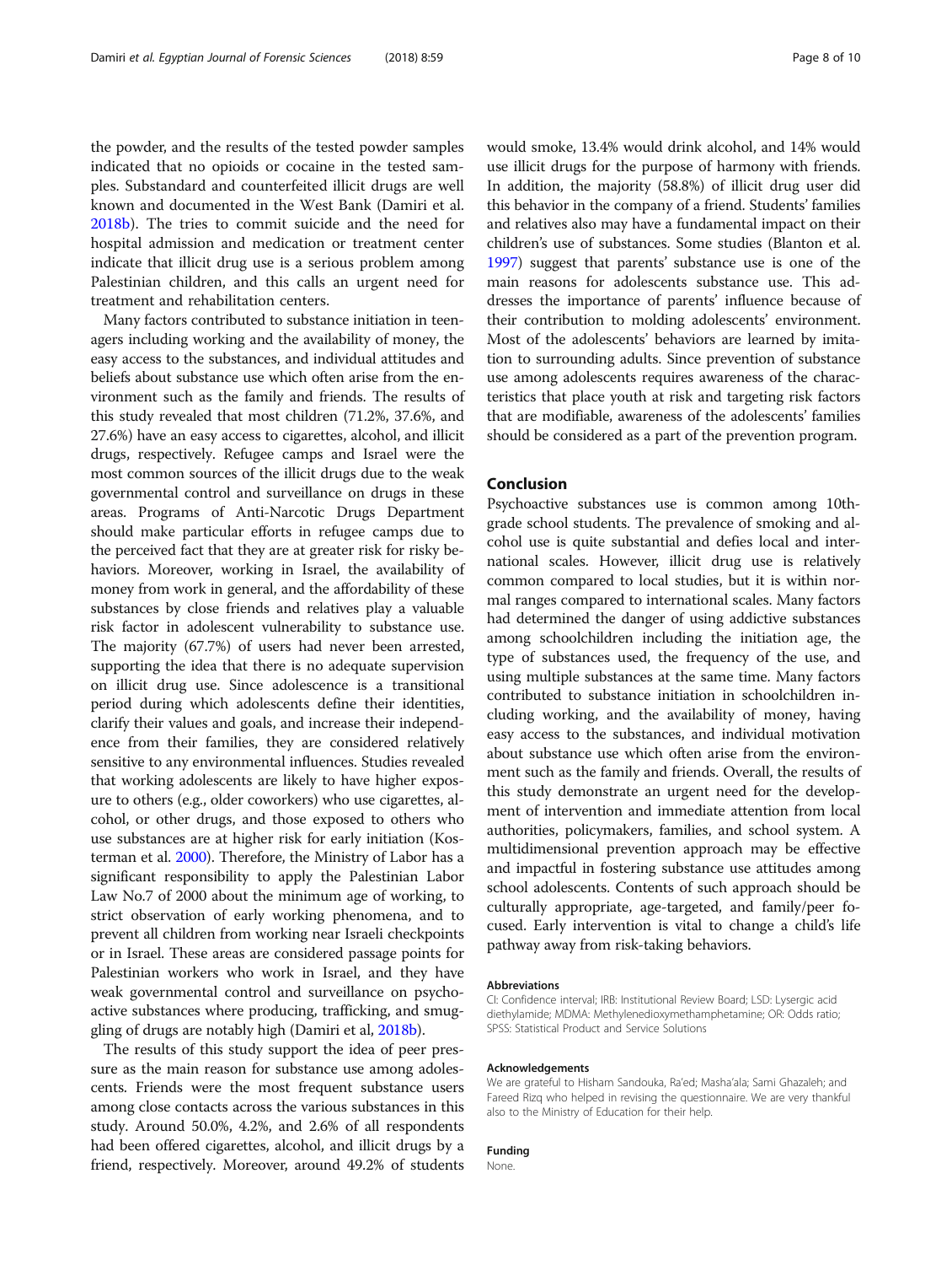the powder, and the results of the tested powder samples indicated that no opioids or cocaine in the tested samples. Substandard and counterfeited illicit drugs are well known and documented in the West Bank (Damiri et al. 2018b). The tries to commit suicide and the need for hospital admission and medication or treatment center indicate that illicit drug use is a serious problem among Palestinian children, and this calls an urgent need for treatment and rehabilitation centers.

Many factors contributed to substance initiation in teenagers including working and the availability of money, the easy access to the substances, and individual attitudes and beliefs about substance use which often arise from the environment such as the family and friends. The results of this study revealed that most children (71.2%, 37.6%, and 27.6%) have an easy access to cigarettes, alcohol, and illicit drugs, respectively. Refugee camps and Israel were the most common sources of the illicit drugs due to the weak governmental control and surveillance on drugs in these areas. Programs of Anti-Narcotic Drugs Department should make particular efforts in refugee camps due to the perceived fact that they are at greater risk for risky behaviors. Moreover, working in Israel, the availability of money from work in general, and the affordability of these substances by close friends and relatives play a valuable risk factor in adolescent vulnerability to substance use. The majority (67.7%) of users had never been arrested, supporting the idea that there is no adequate supervision on illicit drug use. Since adolescence is a transitional period during which adolescents define their identities, clarify their values and goals, and increase their independence from their families, they are considered relatively sensitive to any environmental influences. Studies revealed that working adolescents are likely to have higher exposure to others (e.g., older coworkers) who use cigarettes, alcohol, or other drugs, and those exposed to others who use substances are at higher risk for early initiation (Kosterman et al. 2000). Therefore, the Ministry of Labor has a significant responsibility to apply the Palestinian Labor Law No.7 of 2000 about the minimum age of working, to strict observation of early working phenomena, and to prevent all children from working near Israeli checkpoints or in Israel. These areas are considered passage points for Palestinian workers who work in Israel, and they have weak governmental control and surveillance on psychoactive substances where producing, trafficking, and smuggling of drugs are notably high (Damiri et al, 2018b).

The results of this study support the idea of peer pressure as the main reason for substance use among adolescents. Friends were the most frequent substance users among close contacts across the various substances in this study. Around 50.0%, 4.2%, and 2.6% of all respondents had been offered cigarettes, alcohol, and illicit drugs by a friend, respectively. Moreover, around 49.2% of students would smoke, 13.4% would drink alcohol, and 14% would use illicit drugs for the purpose of harmony with friends. In addition, the majority (58.8%) of illicit drug user did this behavior in the company of a friend. Students' families and relatives also may have a fundamental impact on their children's use of substances. Some studies (Blanton et al. 1997) suggest that parents' substance use is one of the main reasons for adolescents substance use. This addresses the importance of parents' influence because of their contribution to molding adolescents' environment. Most of the adolescents' behaviors are learned by imitation to surrounding adults. Since prevention of substance use among adolescents requires awareness of the characteristics that place youth at risk and targeting risk factors that are modifiable, awareness of the adolescents' families should be considered as a part of the prevention program.

## Conclusion

Psychoactive substances use is common among 10th-grade school students. The prevalence of smoking and alcohol use is quite substantial and defies local and international scales. However, illicit drug use is relatively common compared to local studies, but it is within normal ranges compared to international scales. Many factors had determined the danger of using addictive substances among schoolchildren including the initiation age, the type of substances used, the frequency of the use, and using multiple substances at the same time. Many factors contributed to substance initiation in schoolchildren including working, and the availability of money, having easy access to the substances, and individual motivation about substance use which often arise from the environment such as the family and friends. Overall, the results of this study demonstrate an urgent need for the development of intervention and immediate attention from local authorities, policymakers, families, and school system. A multidimensional prevention approach may be effective and impactful in fostering substance use attitudes among school adolescents. Contents of such approach should be culturally appropriate, age-targeted, and family/peer focused. Early intervention is vital to change a child's life pathway away from risk-taking behaviors.

#### Abbreviations

CI: Confidence interval; IRB: Institutional Review Board; LSD: Lysergic acid diethylamide; MDMA: Methylenedioxymethamphetamine; OR: Odds ratio; SPSS: Statistical Product and Service Solutions

#### Acknowledgements

We are grateful to Hisham Sandouka, Ra'ed; Masha'ala; Sami Ghazaleh; and Fareed Rizq who helped in revising the questionnaire. We are very thankful also to the Ministry of Education for their help.

#### Funding

None.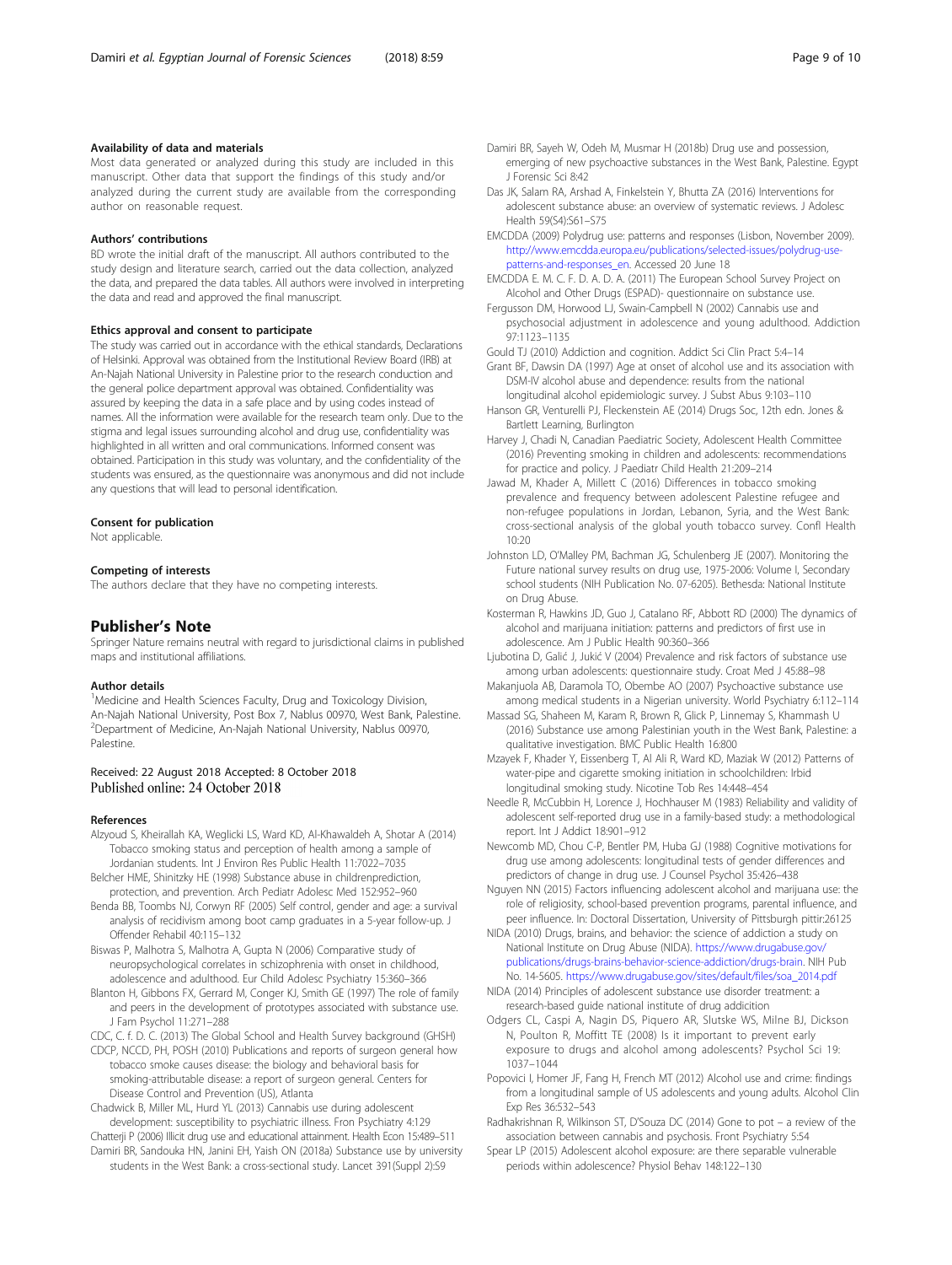#### Availability of data and materials

Most data generated or analyzed during this study are included in this manuscript. Other data that support the findings of this study and/or analyzed during the current study are available from the corresponding author on reasonable request.

#### Authors' contributions

BD wrote the initial draft of the manuscript. All authors contributed to the study design and literature search, carried out the data collection, analyzed the data, and prepared the data tables. All authors were involved in interpreting the data and read and approved the final manuscript.

#### Ethics approval and consent to participate

The study was carried out in accordance with the ethical standards, Declarations of Helsinki. Approval was obtained from the Institutional Review Board (IRB) at An-Najah National University in Palestine prior to the research conduction and the general police department approval was obtained. Confidentiality was assured by keeping the data in a safe place and by using codes instead of names. All the information were available for the research team only. Due to the stigma and legal issues surrounding alcohol and drug use, confidentiality was highlighted in all written and oral communications. Informed consent was obtained. Participation in this study was voluntary, and the confidentiality of the students was ensured, as the questionnaire was anonymous and did not include any questions that will lead to personal identification.

#### Consent for publication

Not applicable.

#### Competing of interests

The authors declare that they have no competing interests.

## Publisher's Note

Springer Nature remains neutral with regard to jurisdictional claims in published maps and institutional affiliations.

#### Author details

[1]Medicine and Health Sciences Faculty, Drug and Toxicology Division, An-Najah National University, Post Box 7, Nablus 00970, West Bank, Palestine. [2]Department of Medicine, An-Najah National University, Nablus 00970, Palestine.

Received: 22 August 2018 Accepted: 8 October 2018
Published online: 24 October 2018

#### References

Alzyoud S, Kheirallah KA, Weglicki LS, Ward KD, Al-Khawaldeh A, Shotar A (2014) Tobacco smoking status and perception of health among a sample of Jordanian students. Int J Environ Res Public Health 11:7022–7035

Belcher HME, Shinitzky HE (1998) Substance abuse in childrenprediction, protection, and prevention. Arch Pediatr Adolesc Med 152:952–960

Benda BB, Toombs NJ, Corwyn RF (2005) Self control, gender and age: a survival analysis of recidivism among boot camp graduates in a 5-year follow-up. J Offender Rehabil 40:115–132

Biswas P, Malhotra S, Malhotra A, Gupta N (2006) Comparative study of neuropsychological correlates in schizophrenia with onset in childhood, adolescence and adulthood. Eur Child Adolesc Psychiatry 15:360–366

Blanton H, Gibbons FX, Gerrard M, Conger KJ, Smith GE (1997) The role of family and peers in the development of prototypes associated with substance use. J Fam Psychol 11:271–288

CDC, C. f. D. C. (2013) The Global School and Health Survey background (GHSH)

CDCP, NCCD, PH, POSH (2010) Publications and reports of surgeon general how tobacco smoke causes disease: the biology and behavioral basis for smoking-attributable disease: a report of surgeon general. Centers for Disease Control and Prevention (US), Atlanta

Chadwick B, Miller ML, Hurd YL (2013) Cannabis use during adolescent development: susceptibility to psychiatric illness. Fron Psychiatry 4:129

Chatterji P (2006) Illicit drug use and educational attainment. Health Econ 15:489–511

Damiri BR, Sandouka HN, Janini EH, Yaish ON (2018a) Substance use by university students in the West Bank: a cross-sectional study. Lancet 391(Suppl 2):S9

Damiri BR, Sayeh W, Odeh M, Musmar H (2018b) Drug use and possession, emerging of new psychoactive substances in the West Bank, Palestine. Egypt J Forensic Sci 8:42

Das JK, Salam RA, Arshad A, Finkelstein Y, Bhutta ZA (2016) Interventions for adolescent substance abuse: an overview of systematic reviews. J Adolesc Health 59(S4):S61–S75

EMCDDA (2009) Polydrug use: patterns and responses (Lisbon, November 2009). http://www.emcdda.europa.eu/publications/selected-issues/polydrug-use-patterns-and-responses_en. Accessed 20 June 18

EMCDDA E. M. C. F. D. A. D. A. (2011) The European School Survey Project on Alcohol and Other Drugs (ESPAD)- questionnaire on substance use.

Fergusson DM, Horwood LJ, Swain-Campbell N (2002) Cannabis use and psychosocial adjustment in adolescence and young adulthood. Addiction 97:1123–1135

Gould TJ (2010) Addiction and cognition. Addict Sci Clin Pract 5:4–14

Grant BF, Dawsin DA (1997) Age at onset of alcohol use and its association with DSM-IV alcohol abuse and dependence: results from the national longitudinal alcohol epidemiologic survey. J Subst Abus 9:103–110

Hanson GR, Venturelli PJ, Fleckenstein AE (2014) Drugs Soc, 12th edn. Jones & Bartlett Learning, Burlington

Harvey J, Chadi N, Canadian Paediatric Society, Adolescent Health Committee (2016) Preventing smoking in children and adolescents: recommendations for practice and policy. J Paediatr Child Health 21:209–214

Jawad M, Khader A, Millett C (2016) Differences in tobacco smoking prevalence and frequency between adolescent Palestine refugee and non-refugee populations in Jordan, Lebanon, Syria, and the West Bank: cross-sectional analysis of the global youth tobacco survey. Confl Health 10:20

Johnston LD, O'Malley PM, Bachman JG, Schulenberg JE (2007). Monitoring the Future national survey results on drug use, 1975-2006: Volume I, Secondary school students (NIH Publication No. 07-6205). Bethesda: National Institute on Drug Abuse.

Kosterman R, Hawkins JD, Guo J, Catalano RF, Abbott RD (2000) The dynamics of alcohol and marijuana initiation: patterns and predictors of first use in adolescence. Am J Public Health 90:360–366

Ljubotina D, Galić J, Jukić V (2004) Prevalence and risk factors of substance use among urban adolescents: questionnaire study. Croat Med J 45:88–98

Makanjuola AB, Daramola TO, Obembe AO (2007) Psychoactive substance use among medical students in a Nigerian university. World Psychiatry 6:112–114

Massad SG, Shaheen M, Karam R, Brown R, Glick P, Linnemay S, Khammash U (2016) Substance use among Palestinian youth in the West Bank, Palestine: a qualitative investigation. BMC Public Health 16:800

Mzayek F, Khader Y, Eissenberg T, Al Ali R, Ward KD, Maziak W (2012) Patterns of water-pipe and cigarette smoking initiation in schoolchildren: Irbid longitudinal smoking study. Nicotine Tob Res 14:448–454

Needle R, McCubbin H, Lorence J, Hochhauser M (1983) Reliability and validity of adolescent self-reported drug use in a family-based study: a methodological report. Int J Addict 18:901–912

Newcomb MD, Chou C-P, Bentler PM, Huba GJ (1988) Cognitive motivations for drug use among adolescents: longitudinal tests of gender differences and predictors of change in drug use. J Counsel Psychol 35:426–438

Nguyen NN (2015) Factors influencing adolescent alcohol and marijuana use: the role of religiosity, school-based prevention programs, parental influence, and peer influence. In: Doctoral Dissertation, University of Pittsburgh pittir:26125

NIDA (2010) Drugs, brains, and behavior: the science of addiction a study on National Institute on Drug Abuse (NIDA). https://www.drugabuse.gov/publications/drugs-brains-behavior-science-addiction/drugs-brain. NIH Pub No. 14-5605. https://www.drugabuse.gov/sites/default/files/soa_2014.pdf

NIDA (2014) Principles of adolescent substance use disorder treatment: a research-based guide national institute of drug addicition

Odgers CL, Caspi A, Nagin DS, Piquero AR, Slutske WS, Milne BJ, Dickson N, Poulton R, Moffitt TE (2008) Is it important to prevent early exposure to drugs and alcohol among adolescents? Psychol Sci 19: 1037–1044

Popovici I, Homer JF, Fang H, French MT (2012) Alcohol use and crime: findings from a longitudinal sample of US adolescents and young adults. Alcohol Clin Exp Res 36:532–543

Radhakrishnan R, Wilkinson ST, D'Souza DC (2014) Gone to pot – a review of the association between cannabis and psychosis. Front Psychiatry 5:54

Spear LP (2015) Adolescent alcohol exposure: are there separable vulnerable periods within adolescence? Physiol Behav 148:122–130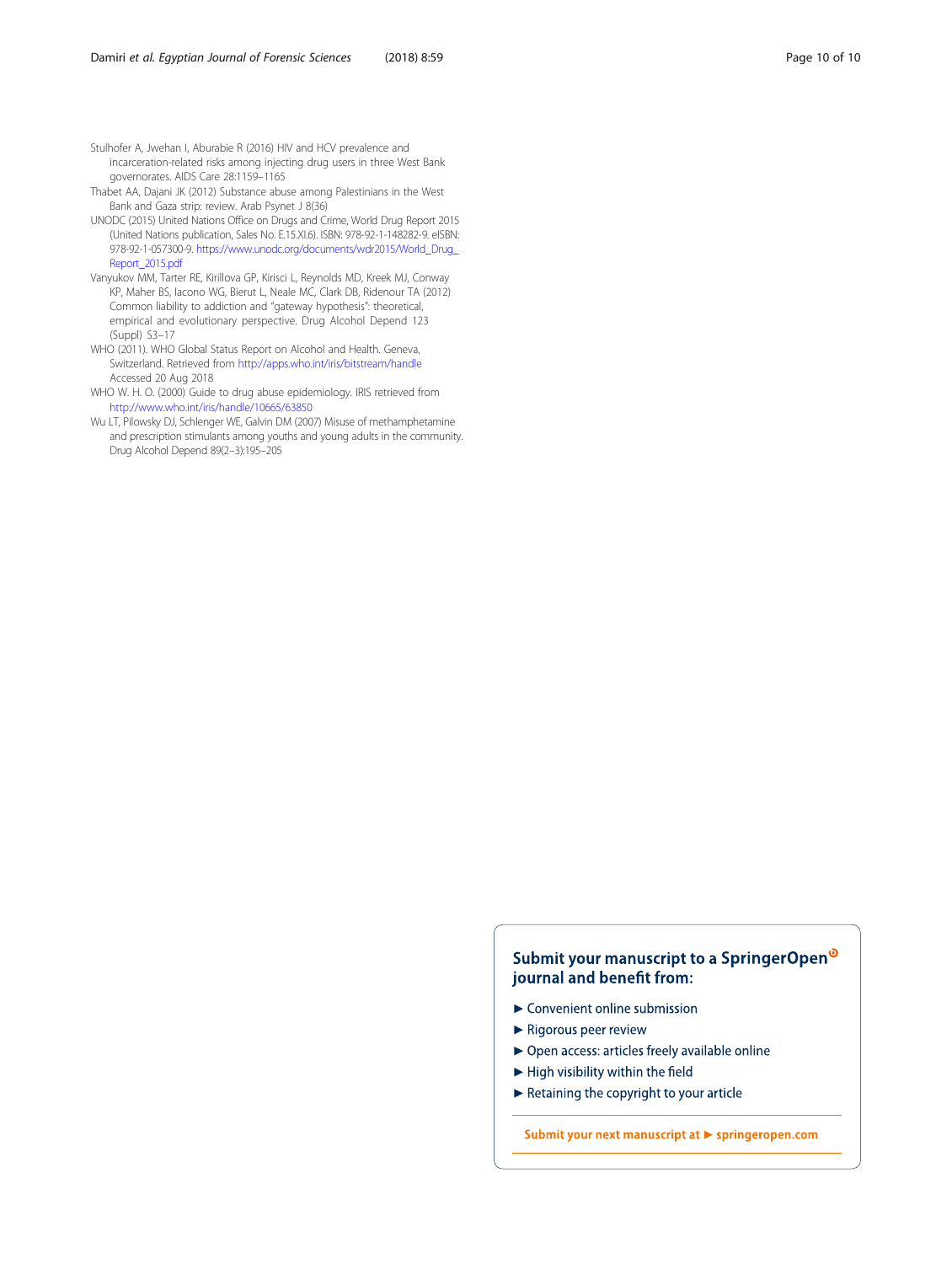Stulhofer A, Jwehan I, Aburabie R (2016) HIV and HCV prevalence and incarceration-related risks among injecting drug users in three West Bank governorates. AIDS Care 28:1159–1165

Thabet AA, Dajani JK (2012) Substance abuse among Palestinians in the West Bank and Gaza strip: review. Arab Psynet J 8(36)

UNODC (2015) United Nations Office on Drugs and Crime, World Drug Report 2015 (United Nations publication, Sales No. E.15.XI.6). ISBN: 978-92-1-148282-9. eISBN: 978-92-1-057300-9. https://www.unodc.org/documents/wdr2015/World_Drug_Report_2015.pdf

Vanyukov MM, Tarter RE, Kirillova GP, Kirisci L, Reynolds MD, Kreek MJ, Conway KP, Maher BS, Iacono WG, Bierut L, Neale MC, Clark DB, Ridenour TA (2012) Common liability to addiction and "gateway hypothesis": theoretical, empirical and evolutionary perspective. Drug Alcohol Depend 123 (Suppl) S3–17

WHO (2011). WHO Global Status Report on Alcohol and Health. Geneva, Switzerland. Retrieved from http://apps.who.int/iris/bitstream/handle Accessed 20 Aug 2018

WHO W. H. O. (2000) Guide to drug abuse epidemiology. IRIS retrieved from http://www.who.int/iris/handle/10665/63850

Wu LT, Pilowsky DJ, Schlenger WE, Galvin DM (2007) Misuse of methamphetamine and prescription stimulants among youths and young adults in the community. Drug Alcohol Depend 89(2–3):195–205

**Submit your manuscript to a SpringerOpen journal and benefit from:**

- ► Convenient online submission
- ► Rigorous peer review
- ► Open access: articles freely available online
- ► High visibility within the field
- ► Retaining the copyright to your article

**Submit your next manuscript at ► springeropen.com**